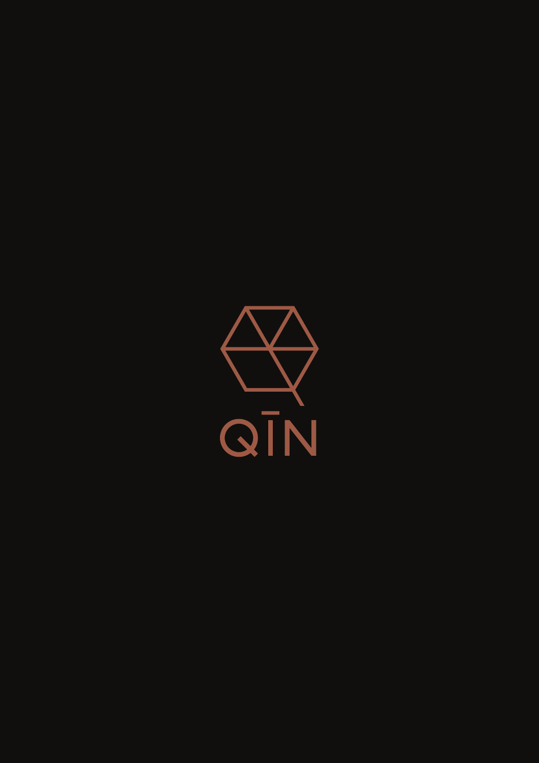# QĪN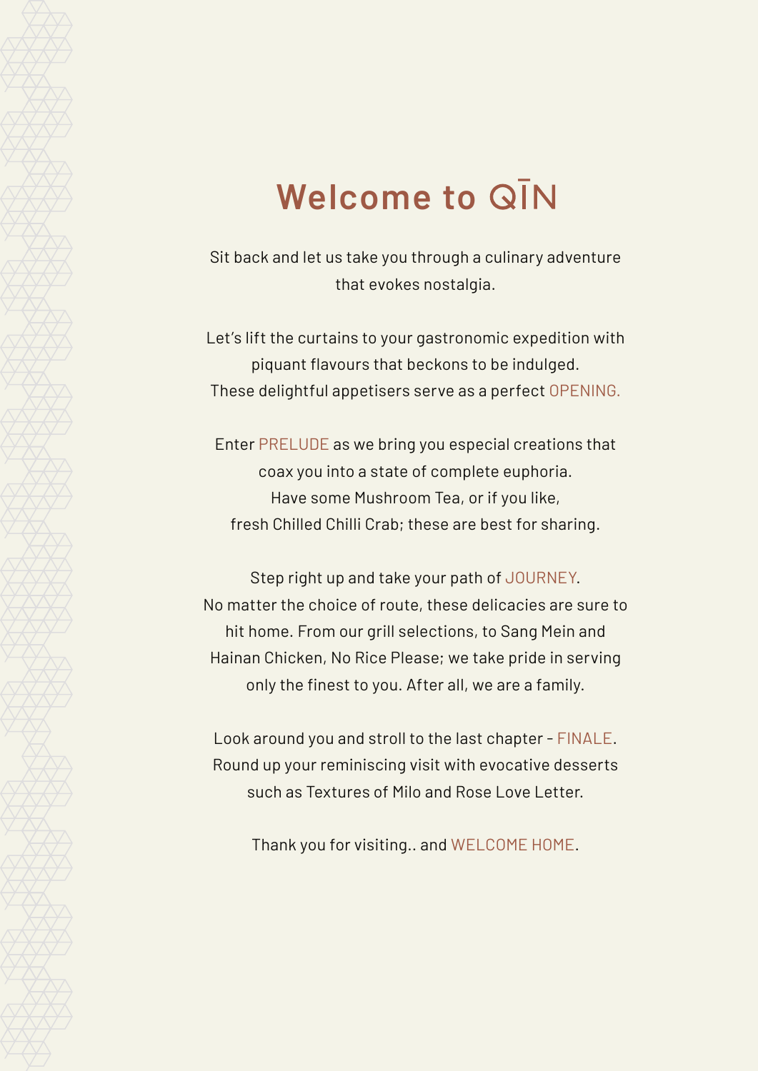# Welcome to QĪN

Sit back and let us take you through a culinary adventure that evokes nostalgia.

Let's lift the curtains to your gastronomic expedition with piquant flavours that beckons to be indulged. These delightful appetisers serve as a perfect OPENING.

Enter PRELUDE as we bring you especial creations that coax you into a state of complete euphoria. Have some Mushroom Tea, or if you like, fresh Chilled Chilli Crab; these are best for sharing.

Step right up and take your path of JOURNEY. No matter the choice of route, these delicacies are sure to hit home. From our grill selections, to Sang Mein and Hainan Chicken, No Rice Please; we take pride in serving only the finest to you. After all, we are a family.

Look around you and stroll to the last chapter - FINALE. Round up your reminiscing visit with evocative desserts such as Textures of Milo and Rose Love Letter.

Thank you for visiting.. and WELCOME HOME.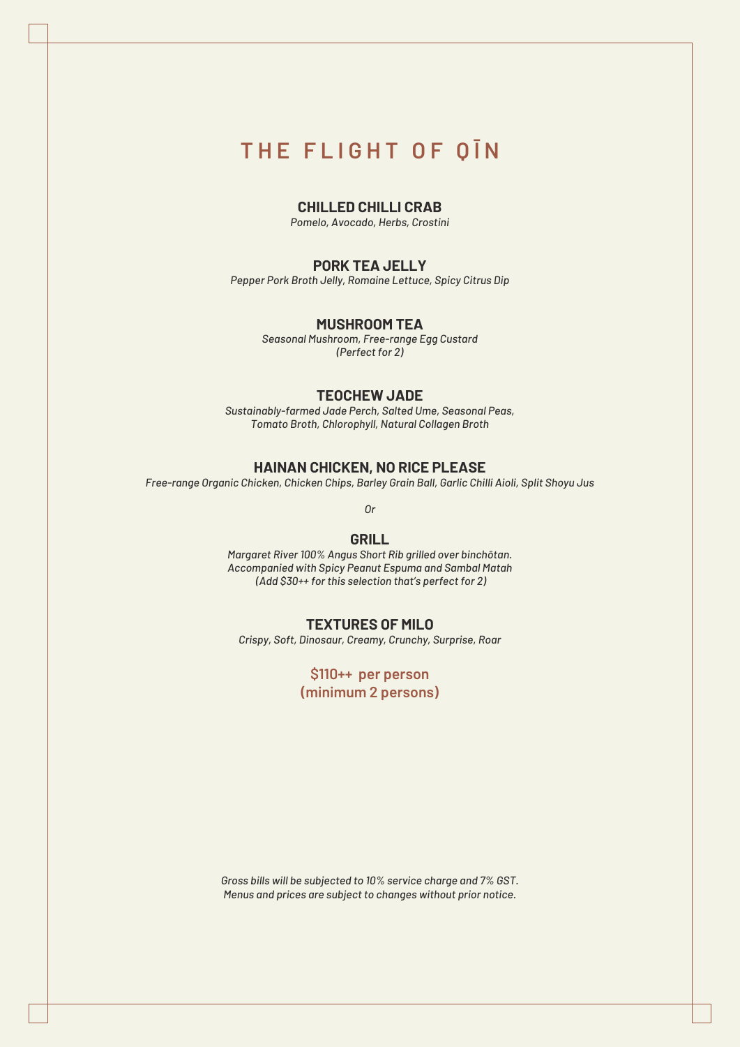# THE FLIGHT OF QĪN

### CHILLED CHILLI CRAB

*Pomelo, Avocado, Herbs, Crostini*

### PORK TEA JELLY

*Pepper Pork Broth Jelly, Romaine Lettuce, Spicy Citrus Dip*

### MUSHROOM TEA

*Seasonal Mushroom, Free-range Egg Custard*
*(Perfect for 2)*

### TEOCHEW JADE

*Sustainably-farmed Jade Perch, Salted Ume, Seasonal Peas,*
*Tomato Broth, Chlorophyll, Natural Collagen Broth*

### HAINAN CHICKEN, NO RICE PLEASE

*Free-range Organic Chicken, Chicken Chips, Barley Grain Ball, Garlic Chilli Aioli, Split Shoyu Jus*

*Or*

### GRILL

*Margaret River 100% Angus Short Rib grilled over binchōtan.*
*Accompanied with Spicy Peanut Espuma and Sambal Matah*
*(Add $30++ for this selection that's perfect for 2)*

### TEXTURES OF MILO

*Crispy, Soft, Dinosaur, Creamy, Crunchy, Surprise, Roar*

**$110++ per person**
**(minimum 2 persons)**

*Gross bills will be subjected to 10% service charge and 7% GST.*
*Menus and prices are subject to changes without prior notice.*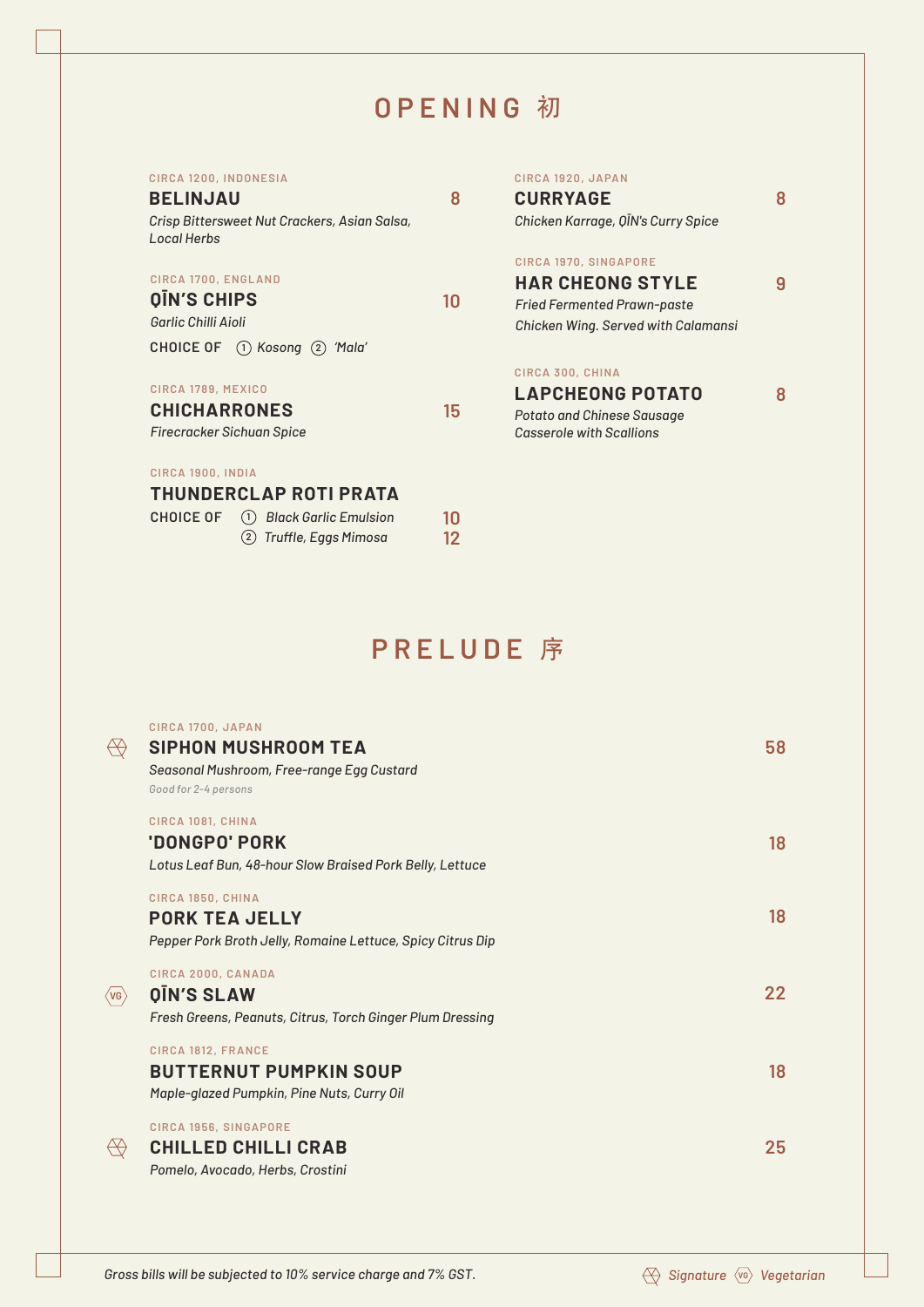# OPENING 初

CIRCA 1200, INDONESIA
### BELINJAU — 8
*Crisp Bittersweet Nut Crackers, Asian Salsa, Local Herbs*

CIRCA 1700, ENGLAND
### QĪN'S CHIPS — 10
*Garlic Chilli Aioli*

CHOICE OF ① *Kosong* ② *'Mala'*

CIRCA 1789, MEXICO
### CHICHARRONES — 15
*Firecracker Sichuan Spice*

CIRCA 1900, INDIA
### THUNDERCLAP ROTI PRATA

CHOICE OF
- ① *Black Garlic Emulsion* — 10
- ② *Truffle, Eggs Mimosa* — 12

CIRCA 1920, JAPAN
### CURRYAGE — 8
*Chicken Karrage, QĪN's Curry Spice*

CIRCA 1970, SINGAPORE
### HAR CHEONG STYLE — 9
*Fried Fermented Prawn-paste Chicken Wing. Served with Calamansi*

CIRCA 300, CHINA
### LAPCHEONG POTATO — 8
*Potato and Chinese Sausage Casserole with Scallions*

# PRELUDE 序

CIRCA 1700, JAPAN
### SIPHON MUSHROOM TEA (Signature) — 58
*Seasonal Mushroom, Free-range Egg Custard*
*Good for 2-4 persons*

CIRCA 1081, CHINA
### 'DONGPO' PORK — 18
*Lotus Leaf Bun, 48-hour Slow Braised Pork Belly, Lettuce*

CIRCA 1850, CHINA
### PORK TEA JELLY — 18
*Pepper Pork Broth Jelly, Romaine Lettuce, Spicy Citrus Dip*

CIRCA 2000, CANADA
### QĪN'S SLAW (VG) — 22
*Fresh Greens, Peanuts, Citrus, Torch Ginger Plum Dressing*

CIRCA 1812, FRANCE
### BUTTERNUT PUMPKIN SOUP — 18
*Maple-glazed Pumpkin, Pine Nuts, Curry Oil*

CIRCA 1956, SINGAPORE
### CHILLED CHILLI CRAB (Signature) — 25
*Pomelo, Avocado, Herbs, Crostini*

*Gross bills will be subjected to 10% service charge and 7% GST.*

*Signature* · (VG) *Vegetarian*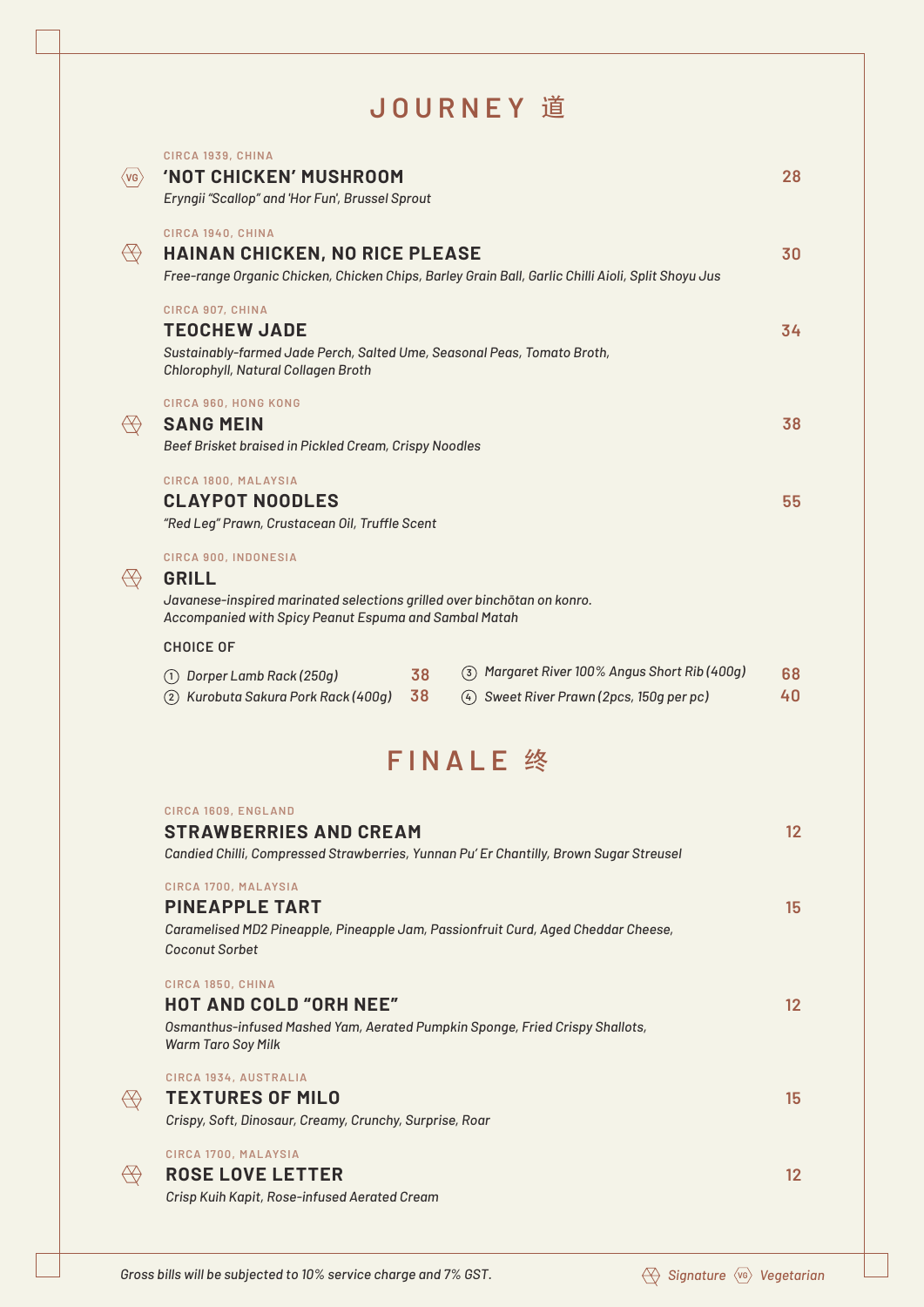# JOURNEY 道

CIRCA 1939, CHINA

### (VG) 'NOT CHICKEN' MUSHROOM — 28

*Eryngii "Scallop" and 'Hor Fun', Brussel Sprout*

CIRCA 1940, CHINA

### HAINAN CHICKEN, NO RICE PLEASE — 30

*Free-range Organic Chicken, Chicken Chips, Barley Grain Ball, Garlic Chilli Aioli, Split Shoyu Jus*

CIRCA 907, CHINA

### TEOCHEW JADE — 34

*Sustainably-farmed Jade Perch, Salted Ume, Seasonal Peas, Tomato Broth, Chlorophyll, Natural Collagen Broth*

CIRCA 960, HONG KONG

### SANG MEIN — 38

*Beef Brisket braised in Pickled Cream, Crispy Noodles*

CIRCA 1800, MALAYSIA

### CLAYPOT NOODLES — 55

*"Red Leg" Prawn, Crustacean Oil, Truffle Scent*

CIRCA 900, INDONESIA

### GRILL

*Javanese-inspired marinated selections grilled over binchōtan on konro. Accompanied with Spicy Peanut Espuma and Sambal Matah*

CHOICE OF

1. *Dorper Lamb Rack (250g)* — 38
2. *Kurobuta Sakura Pork Rack (400g)* — 38
3. *Margaret River 100% Angus Short Rib (400g)* — 68
4. *Sweet River Prawn (2pcs, 150g per pc)* — 40

# FINALE 终

CIRCA 1609, ENGLAND

### STRAWBERRIES AND CREAM — 12

*Candied Chilli, Compressed Strawberries, Yunnan Pu' Er Chantilly, Brown Sugar Streusel*

CIRCA 1700, MALAYSIA

### PINEAPPLE TART — 15

*Caramelised MD2 Pineapple, Pineapple Jam, Passionfruit Curd, Aged Cheddar Cheese, Coconut Sorbet*

CIRCA 1850, CHINA

### HOT AND COLD "ORH NEE" — 12

*Osmanthus-infused Mashed Yam, Aerated Pumpkin Sponge, Fried Crispy Shallots, Warm Taro Soy Milk*

CIRCA 1934, AUSTRALIA

### TEXTURES OF MILO — 15

*Crispy, Soft, Dinosaur, Creamy, Crunchy, Surprise, Roar*

CIRCA 1700, MALAYSIA

### ROSE LOVE LETTER — 12

*Crisp Kuih Kapit, Rose-infused Aerated Cream*

*Gross bills will be subjected to 10% service charge and 7% GST.*

*Signature* (VG) *Vegetarian*